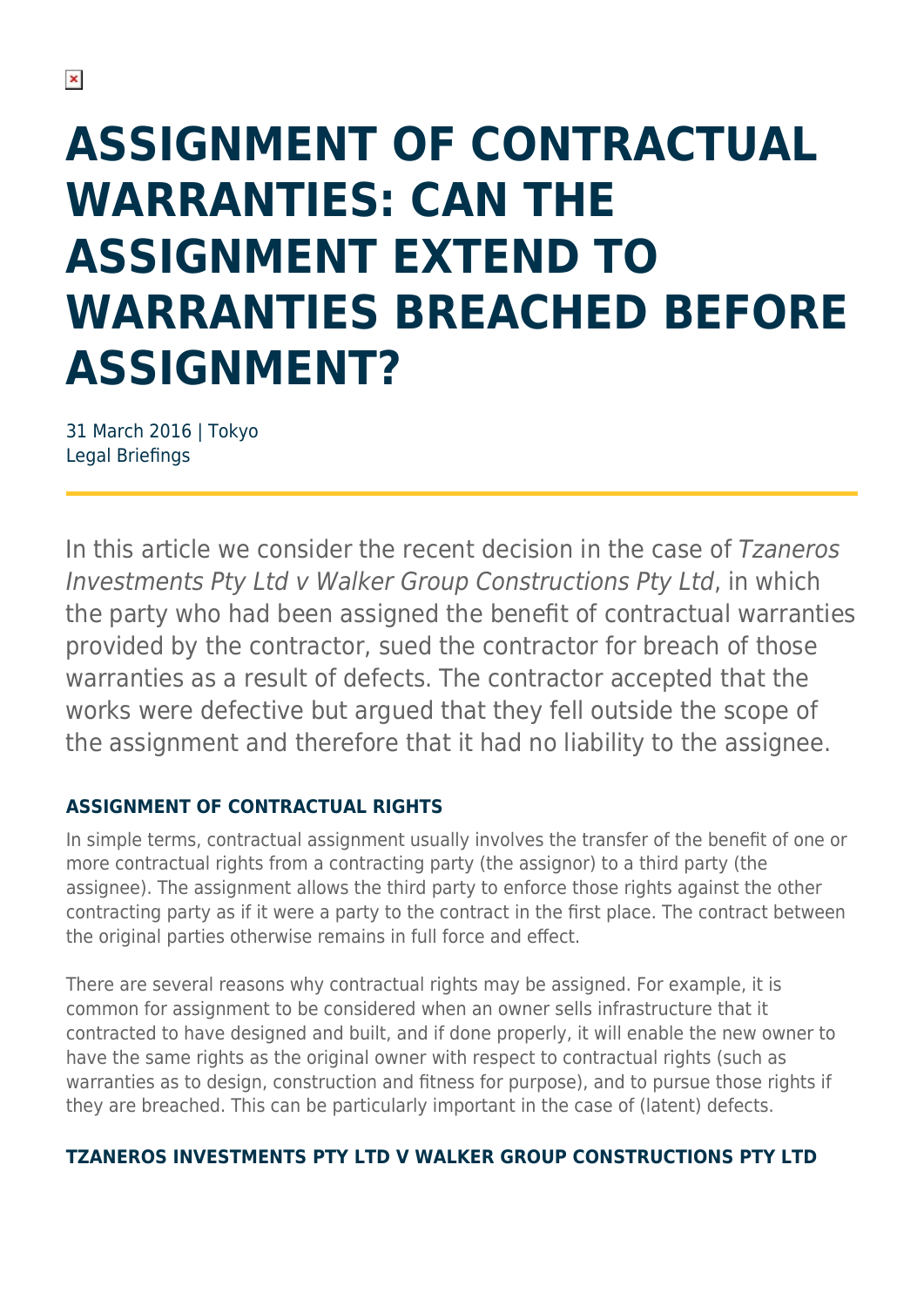# ASSIGNMENT OF CONTRACTUAL WARRANTIES: CAN THE ASSIGNMENT EXTEND TO WARRANTIES BREACHED BEFORE ASSIGNMENT?

31 March 2016 | Tokyo
Legal Briefings

In this article we consider the recent decision in the case of *Tzaneros Investments Pty Ltd v Walker Group Constructions Pty Ltd*, in which the party who had been assigned the benefit of contractual warranties provided by the contractor, sued the contractor for breach of those warranties as a result of defects. The contractor accepted that the works were defective but argued that they fell outside the scope of the assignment and therefore that it had no liability to the assignee.

### ASSIGNMENT OF CONTRACTUAL RIGHTS

In simple terms, contractual assignment usually involves the transfer of the benefit of one or more contractual rights from a contracting party (the assignor) to a third party (the assignee). The assignment allows the third party to enforce those rights against the other contracting party as if it were a party to the contract in the first place. The contract between the original parties otherwise remains in full force and effect.

There are several reasons why contractual rights may be assigned. For example, it is common for assignment to be considered when an owner sells infrastructure that it contracted to have designed and built, and if done properly, it will enable the new owner to have the same rights as the original owner with respect to contractual rights (such as warranties as to design, construction and fitness for purpose), and to pursue those rights if they are breached. This can be particularly important in the case of (latent) defects.

### TZANEROS INVESTMENTS PTY LTD V WALKER GROUP CONSTRUCTIONS PTY LTD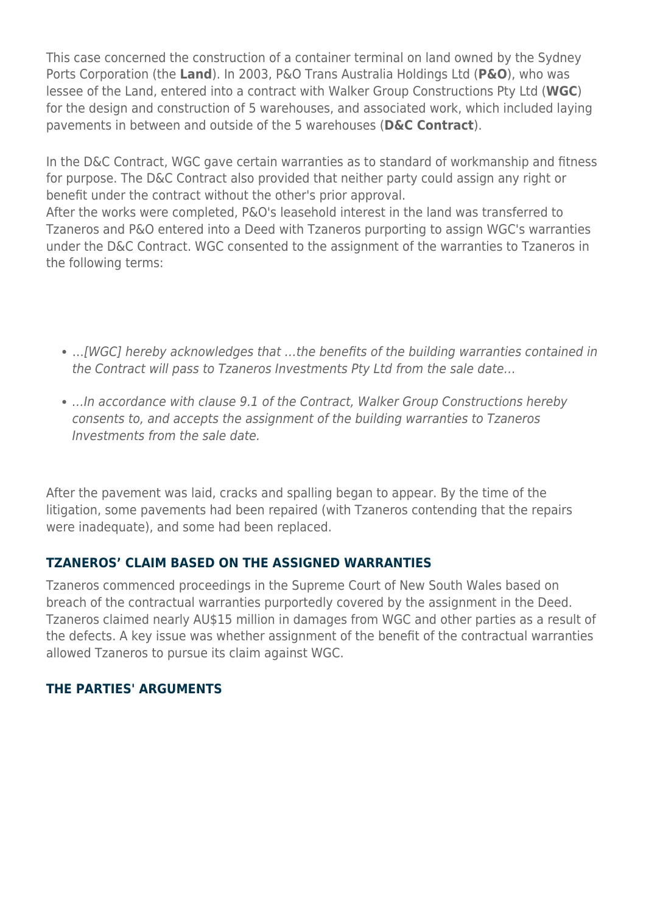This case concerned the construction of a container terminal on land owned by the Sydney Ports Corporation (the **Land**). In 2003, P&O Trans Australia Holdings Ltd (**P&O**), who was lessee of the Land, entered into a contract with Walker Group Constructions Pty Ltd (**WGC**) for the design and construction of 5 warehouses, and associated work, which included laying pavements in between and outside of the 5 warehouses (**D&C Contract**).

In the D&C Contract, WGC gave certain warranties as to standard of workmanship and fitness for purpose. The D&C Contract also provided that neither party could assign any right or benefit under the contract without the other's prior approval.
After the works were completed, P&O's leasehold interest in the land was transferred to Tzaneros and P&O entered into a Deed with Tzaneros purporting to assign WGC's warranties under the D&C Contract. WGC consented to the assignment of the warranties to Tzaneros in the following terms:

- *…[WGC] hereby acknowledges that …the benefits of the building warranties contained in the Contract will pass to Tzaneros Investments Pty Ltd from the sale date…*
- *…In accordance with clause 9.1 of the Contract, Walker Group Constructions hereby consents to, and accepts the assignment of the building warranties to Tzaneros Investments from the sale date.*

After the pavement was laid, cracks and spalling began to appear. By the time of the litigation, some pavements had been repaired (with Tzaneros contending that the repairs were inadequate), and some had been replaced.

### TZANEROS' CLAIM BASED ON THE ASSIGNED WARRANTIES

Tzaneros commenced proceedings in the Supreme Court of New South Wales based on breach of the contractual warranties purportedly covered by the assignment in the Deed. Tzaneros claimed nearly AU$15 million in damages from WGC and other parties as a result of the defects. A key issue was whether assignment of the benefit of the contractual warranties allowed Tzaneros to pursue its claim against WGC.

### THE PARTIES' ARGUMENTS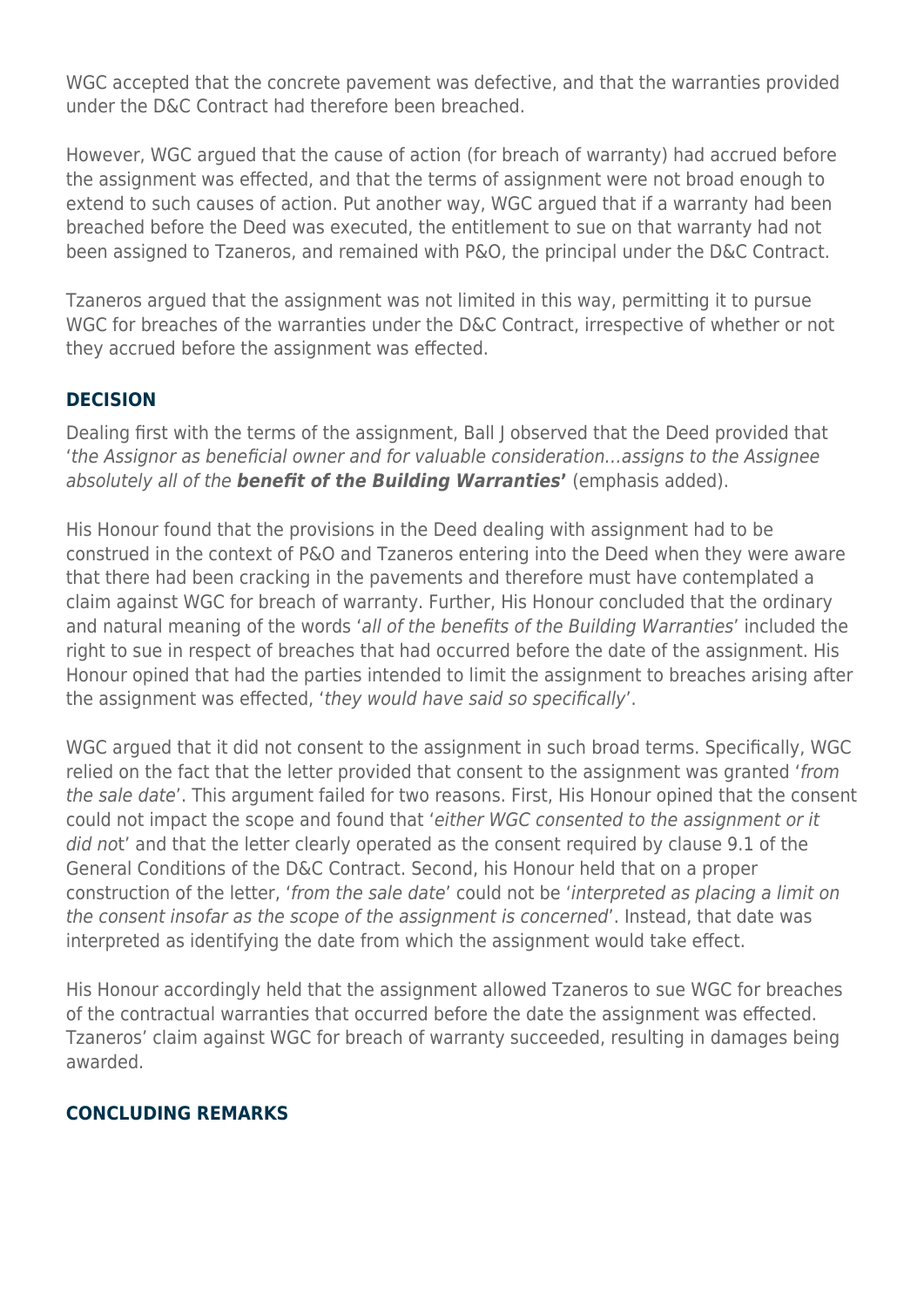WGC accepted that the concrete pavement was defective, and that the warranties provided under the D&C Contract had therefore been breached.

However, WGC argued that the cause of action (for breach of warranty) had accrued before the assignment was effected, and that the terms of assignment were not broad enough to extend to such causes of action. Put another way, WGC argued that if a warranty had been breached before the Deed was executed, the entitlement to sue on that warranty had not been assigned to Tzaneros, and remained with P&O, the principal under the D&C Contract.

Tzaneros argued that the assignment was not limited in this way, permitting it to pursue WGC for breaches of the warranties under the D&C Contract, irrespective of whether or not they accrued before the assignment was effected.

## DECISION

Dealing first with the terms of the assignment, Ball J observed that the Deed provided that '*the Assignor as beneficial owner and for valuable consideration…assigns to the Assignee absolutely all of the* ***benefit of the Building Warranties*****'** (emphasis added).

His Honour found that the provisions in the Deed dealing with assignment had to be construed in the context of P&O and Tzaneros entering into the Deed when they were aware that there had been cracking in the pavements and therefore must have contemplated a claim against WGC for breach of warranty. Further, His Honour concluded that the ordinary and natural meaning of the words '*all of the benefits of the Building Warranties*' included the right to sue in respect of breaches that had occurred before the date of the assignment. His Honour opined that had the parties intended to limit the assignment to breaches arising after the assignment was effected, '*they would have said so specifically*'.

WGC argued that it did not consent to the assignment in such broad terms. Specifically, WGC relied on the fact that the letter provided that consent to the assignment was granted '*from the sale date*'. This argument failed for two reasons. First, His Honour opined that the consent could not impact the scope and found that '*either WGC consented to the assignment or it did not*' and that the letter clearly operated as the consent required by clause 9.1 of the General Conditions of the D&C Contract. Second, his Honour held that on a proper construction of the letter, '*from the sale date*' could not be '*interpreted as placing a limit on the consent insofar as the scope of the assignment is concerned*'. Instead, that date was interpreted as identifying the date from which the assignment would take effect.

His Honour accordingly held that the assignment allowed Tzaneros to sue WGC for breaches of the contractual warranties that occurred before the date the assignment was effected. Tzaneros' claim against WGC for breach of warranty succeeded, resulting in damages being awarded.

## CONCLUDING REMARKS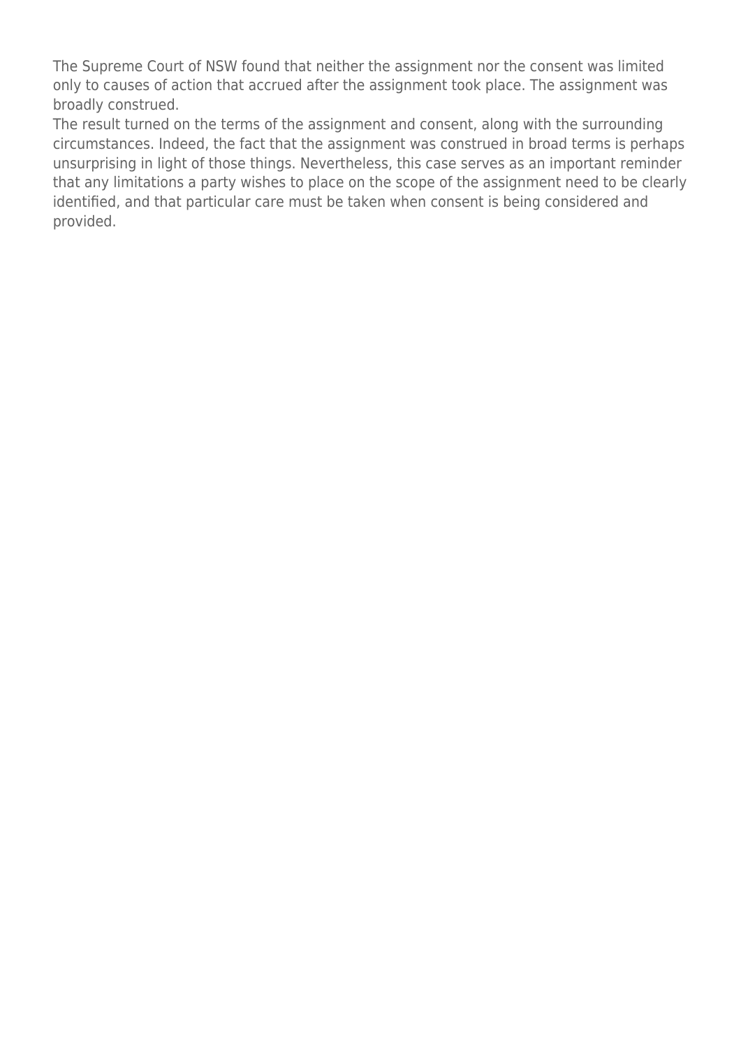The Supreme Court of NSW found that neither the assignment nor the consent was limited only to causes of action that accrued after the assignment took place. The assignment was broadly construed.

The result turned on the terms of the assignment and consent, along with the surrounding circumstances. Indeed, the fact that the assignment was construed in broad terms is perhaps unsurprising in light of those things. Nevertheless, this case serves as an important reminder that any limitations a party wishes to place on the scope of the assignment need to be clearly identified, and that particular care must be taken when consent is being considered and provided.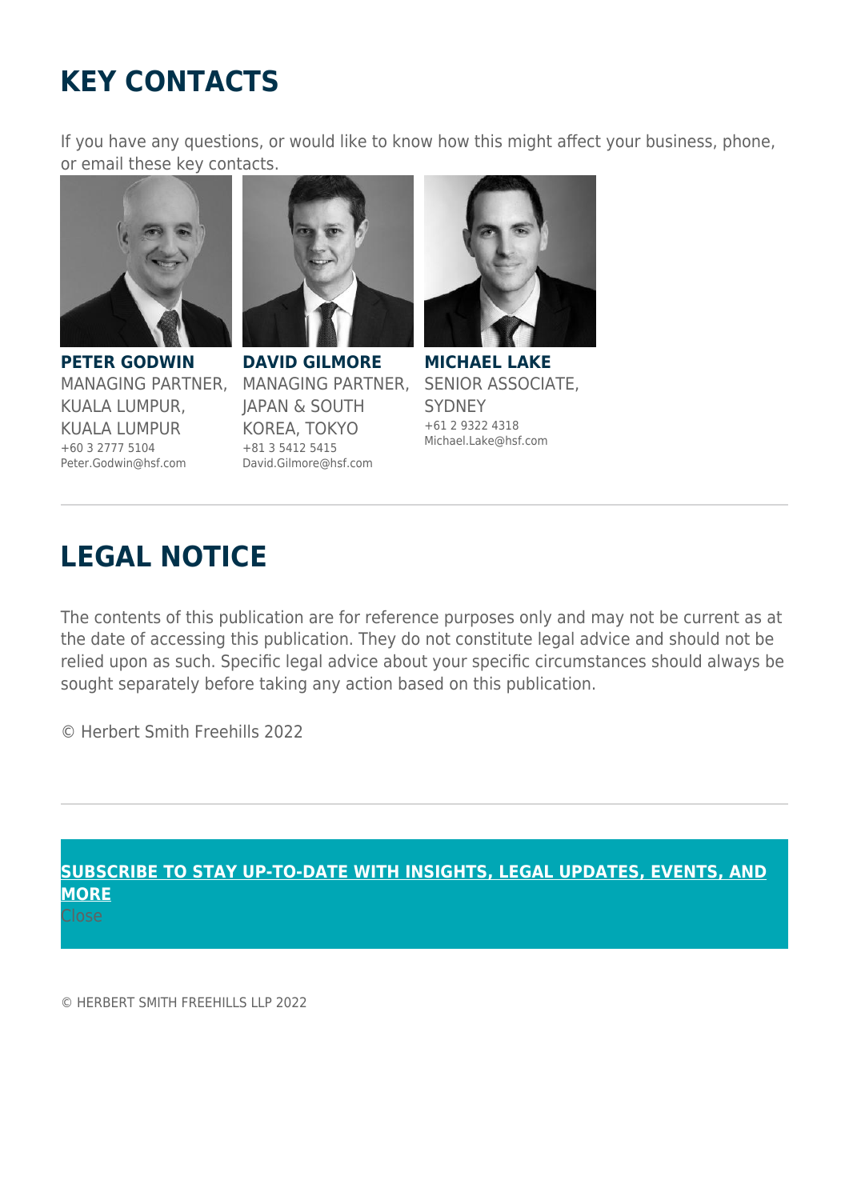# KEY CONTACTS

If you have any questions, or would like to know how this might affect your business, phone, or email these key contacts.

**PETER GODWIN**
MANAGING PARTNER, KUALA LUMPUR, KUALA LUMPUR
+60 3 2777 5104
Peter.Godwin@hsf.com

**DAVID GILMORE**
MANAGING PARTNER, JAPAN & SOUTH KOREA, TOKYO
+81 3 5412 5415
David.Gilmore@hsf.com

**MICHAEL LAKE**
SENIOR ASSOCIATE, SYDNEY
+61 2 9322 4318
Michael.Lake@hsf.com

# LEGAL NOTICE

The contents of this publication are for reference purposes only and may not be current as at the date of accessing this publication. They do not constitute legal advice and should not be relied upon as such. Specific legal advice about your specific circumstances should always be sought separately before taking any action based on this publication.

© Herbert Smith Freehills 2022

**SUBSCRIBE TO STAY UP-TO-DATE WITH INSIGHTS, LEGAL UPDATES, EVENTS, AND MORE**

Close

© HERBERT SMITH FREEHILLS LLP 2022